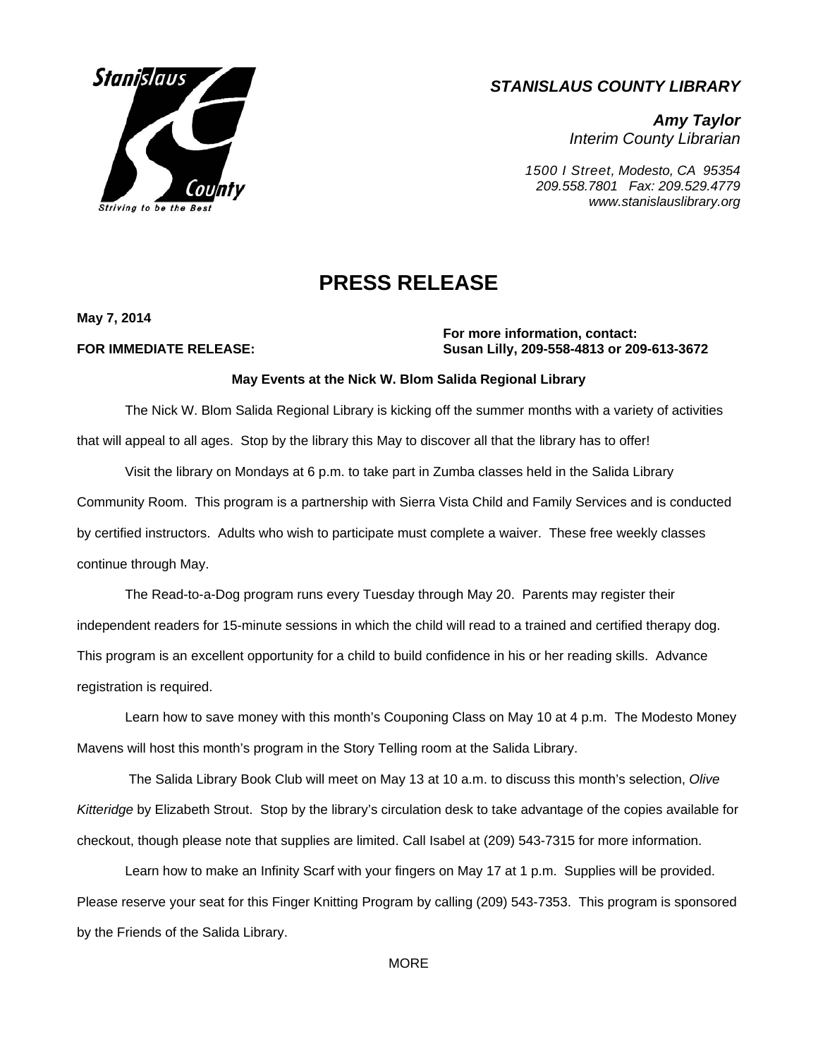***STANISLAUS COUNTY LIBRARY***

***Amy Taylor***
*Interim County Librarian*

*1500 I Street, Modesto, CA 95354*
*209.558.7801 Fax: 209.529.4779*
*www.stanislauslibrary.org*

# PRESS RELEASE

**May 7, 2014**

**FOR IMMEDIATE RELEASE:**

**For more information, contact:**
**Susan Lilly, 209-558-4813 or 209-613-3672**

**May Events at the Nick W. Blom Salida Regional Library**

The Nick W. Blom Salida Regional Library is kicking off the summer months with a variety of activities that will appeal to all ages. Stop by the library this May to discover all that the library has to offer!

Visit the library on Mondays at 6 p.m. to take part in Zumba classes held in the Salida Library Community Room. This program is a partnership with Sierra Vista Child and Family Services and is conducted by certified instructors. Adults who wish to participate must complete a waiver. These free weekly classes continue through May.

The Read-to-a-Dog program runs every Tuesday through May 20. Parents may register their independent readers for 15-minute sessions in which the child will read to a trained and certified therapy dog. This program is an excellent opportunity for a child to build confidence in his or her reading skills. Advance registration is required.

Learn how to save money with this month's Couponing Class on May 10 at 4 p.m. The Modesto Money Mavens will host this month's program in the Story Telling room at the Salida Library.

The Salida Library Book Club will meet on May 13 at 10 a.m. to discuss this month's selection, *Olive Kitteridge* by Elizabeth Strout. Stop by the library's circulation desk to take advantage of the copies available for checkout, though please note that supplies are limited. Call Isabel at (209) 543-7315 for more information.

Learn how to make an Infinity Scarf with your fingers on May 17 at 1 p.m. Supplies will be provided. Please reserve your seat for this Finger Knitting Program by calling (209) 543-7353. This program is sponsored by the Friends of the Salida Library.

MORE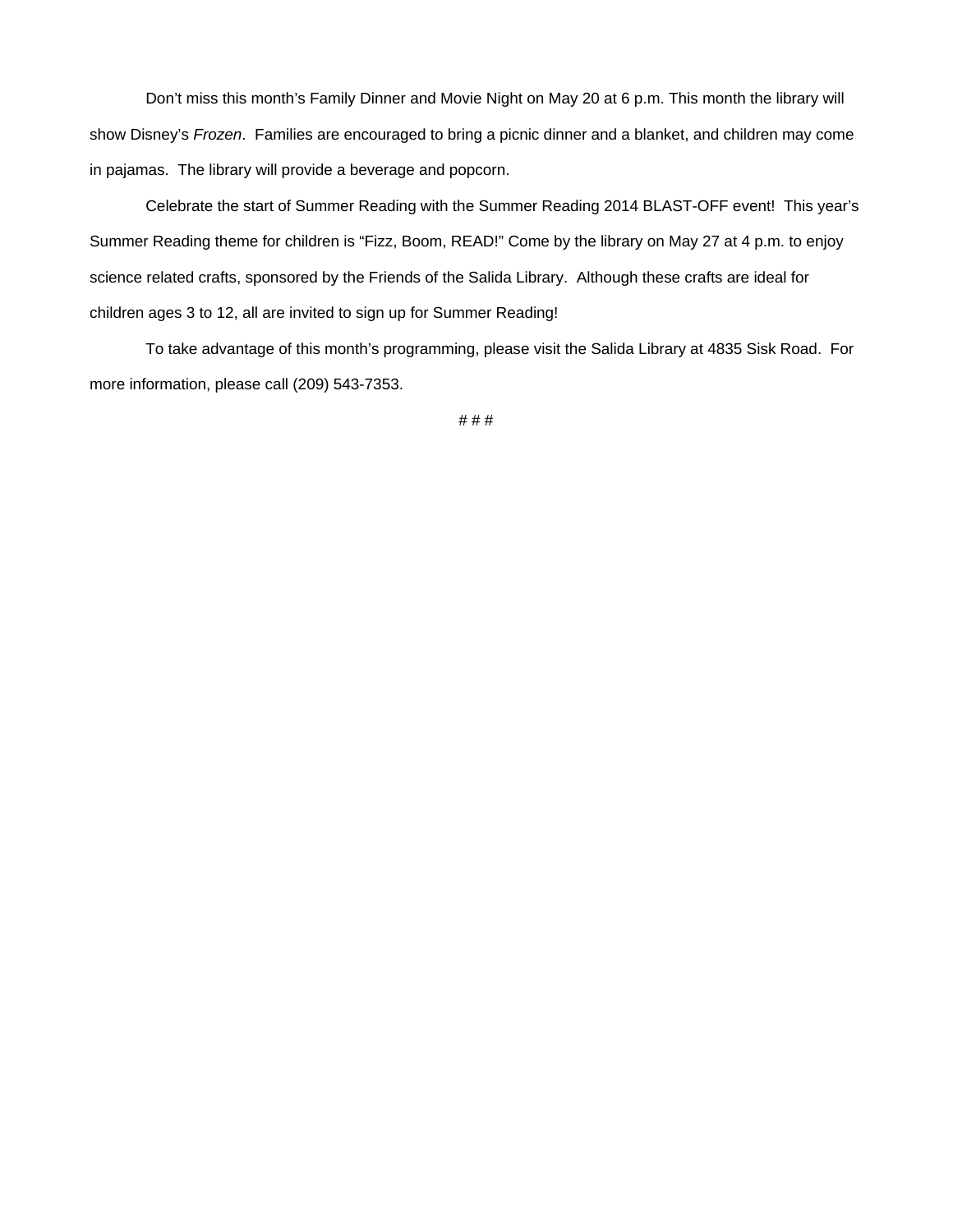Don't miss this month's Family Dinner and Movie Night on May 20 at 6 p.m. This month the library will show Disney's *Frozen*. Families are encouraged to bring a picnic dinner and a blanket, and children may come in pajamas. The library will provide a beverage and popcorn.

Celebrate the start of Summer Reading with the Summer Reading 2014 BLAST-OFF event! This year's Summer Reading theme for children is "Fizz, Boom, READ!" Come by the library on May 27 at 4 p.m. to enjoy science related crafts, sponsored by the Friends of the Salida Library. Although these crafts are ideal for children ages 3 to 12, all are invited to sign up for Summer Reading!

To take advantage of this month's programming, please visit the Salida Library at 4835 Sisk Road. For more information, please call (209) 543-7353.

# # #